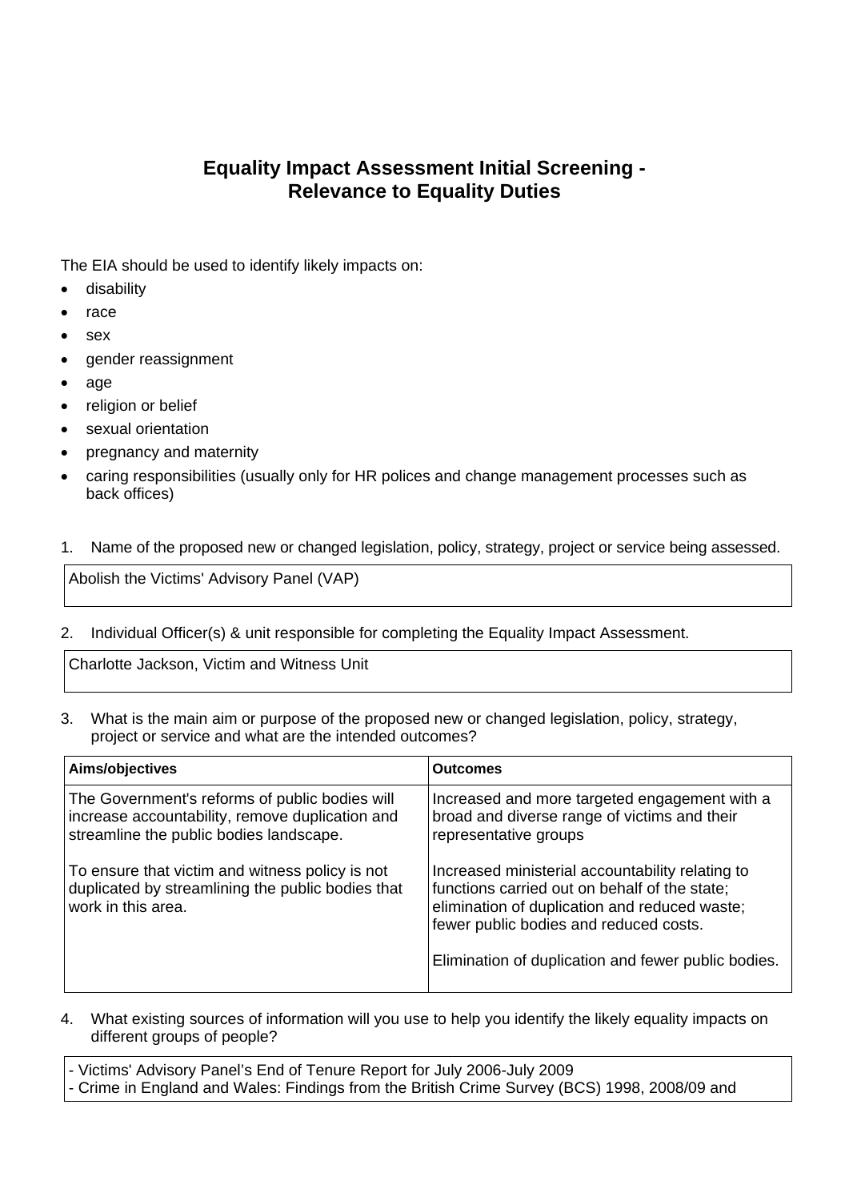# Equality Impact Assessment Initial Screening - Relevance to Equality Duties

The EIA should be used to identify likely impacts on:

- disability
- race
- sex
- gender reassignment
- age
- religion or belief
- sexual orientation
- pregnancy and maternity
- caring responsibilities (usually only for HR polices and change management processes such as back offices)

1. Name of the proposed new or changed legislation, policy, strategy, project or service being assessed.

| Abolish the Victims' Advisory Panel (VAP) |
|---|

2. Individual Officer(s) & unit responsible for completing the Equality Impact Assessment.

| Charlotte Jackson, Victim and Witness Unit |
|---|

3. What is the main aim or purpose of the proposed new or changed legislation, policy, strategy, project or service and what are the intended outcomes?

| Aims/objectives | Outcomes |
|---|---|
| The Government's reforms of public bodies will increase accountability, remove duplication and streamline the public bodies landscape.<br><br>To ensure that victim and witness policy is not duplicated by streamlining the public bodies that work in this area. | Increased and more targeted engagement with a broad and diverse range of victims and their representative groups<br><br>Increased ministerial accountability relating to functions carried out on behalf of the state; elimination of duplication and reduced waste; fewer public bodies and reduced costs.<br><br>Elimination of duplication and fewer public bodies. |

4. What existing sources of information will you use to help you identify the likely equality impacts on different groups of people?

| - Victims' Advisory Panel's End of Tenure Report for July 2006-July 2009<br>- Crime in England and Wales: Findings from the British Crime Survey (BCS) 1998, 2008/09 and |
|---|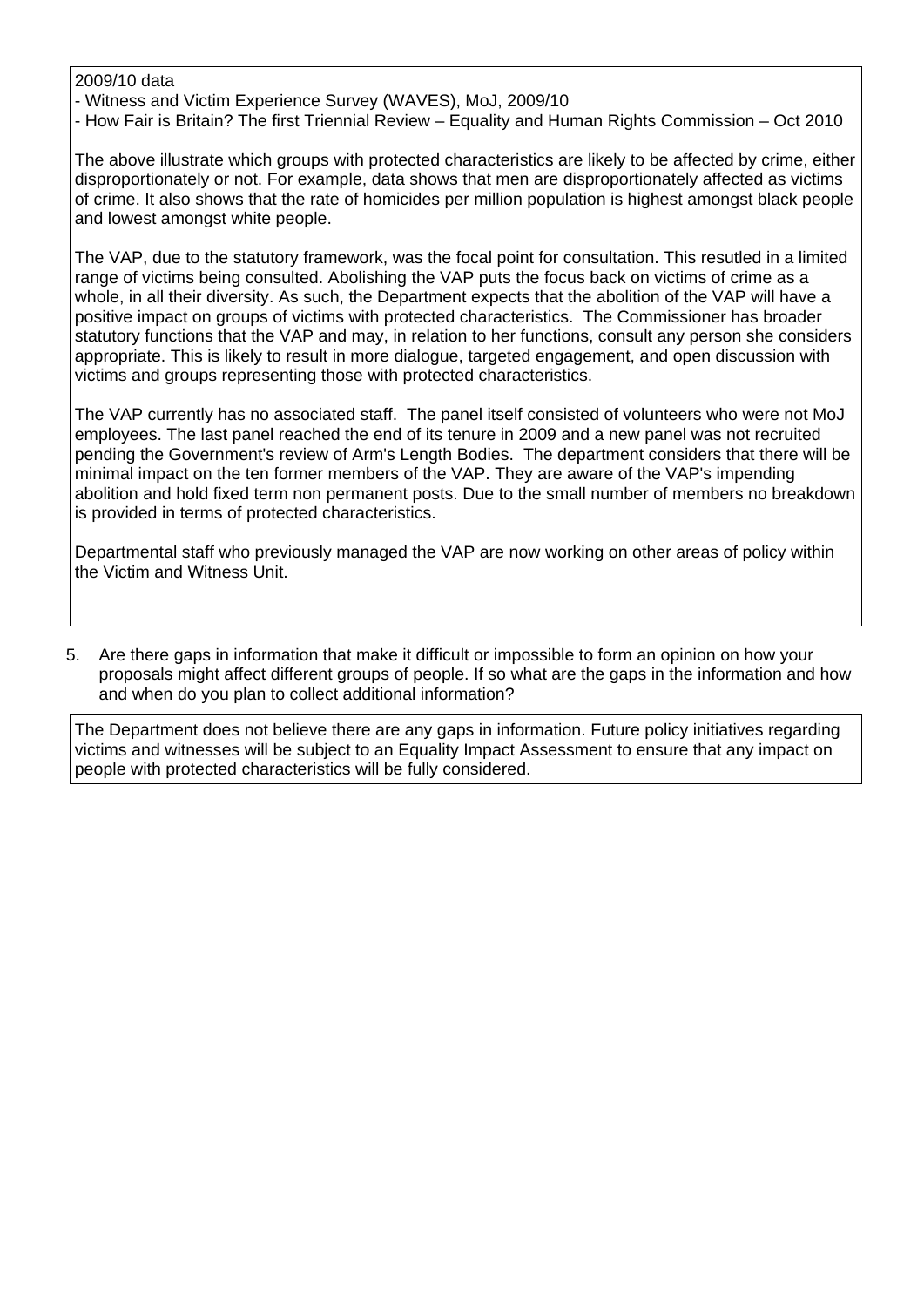2009/10 data

- Witness and Victim Experience Survey (WAVES), MoJ, 2009/10
- How Fair is Britain? The first Triennial Review – Equality and Human Rights Commission – Oct 2010

The above illustrate which groups with protected characteristics are likely to be affected by crime, either disproportionately or not. For example, data shows that men are disproportionately affected as victims of crime. It also shows that the rate of homicides per million population is highest amongst black people and lowest amongst white people.

The VAP, due to the statutory framework, was the focal point for consultation. This resutled in a limited range of victims being consulted. Abolishing the VAP puts the focus back on victims of crime as a whole, in all their diversity. As such, the Department expects that the abolition of the VAP will have a positive impact on groups of victims with protected characteristics. The Commissioner has broader statutory functions that the VAP and may, in relation to her functions, consult any person she considers appropriate. This is likely to result in more dialogue, targeted engagement, and open discussion with victims and groups representing those with protected characteristics.

The VAP currently has no associated staff. The panel itself consisted of volunteers who were not MoJ employees. The last panel reached the end of its tenure in 2009 and a new panel was not recruited pending the Government's review of Arm's Length Bodies. The department considers that there will be minimal impact on the ten former members of the VAP. They are aware of the VAP's impending abolition and hold fixed term non permanent posts. Due to the small number of members no breakdown is provided in terms of protected characteristics.

Departmental staff who previously managed the VAP are now working on other areas of policy within the Victim and Witness Unit.

5. Are there gaps in information that make it difficult or impossible to form an opinion on how your proposals might affect different groups of people. If so what are the gaps in the information and how and when do you plan to collect additional information?

The Department does not believe there are any gaps in information. Future policy initiatives regarding victims and witnesses will be subject to an Equality Impact Assessment to ensure that any impact on people with protected characteristics will be fully considered.